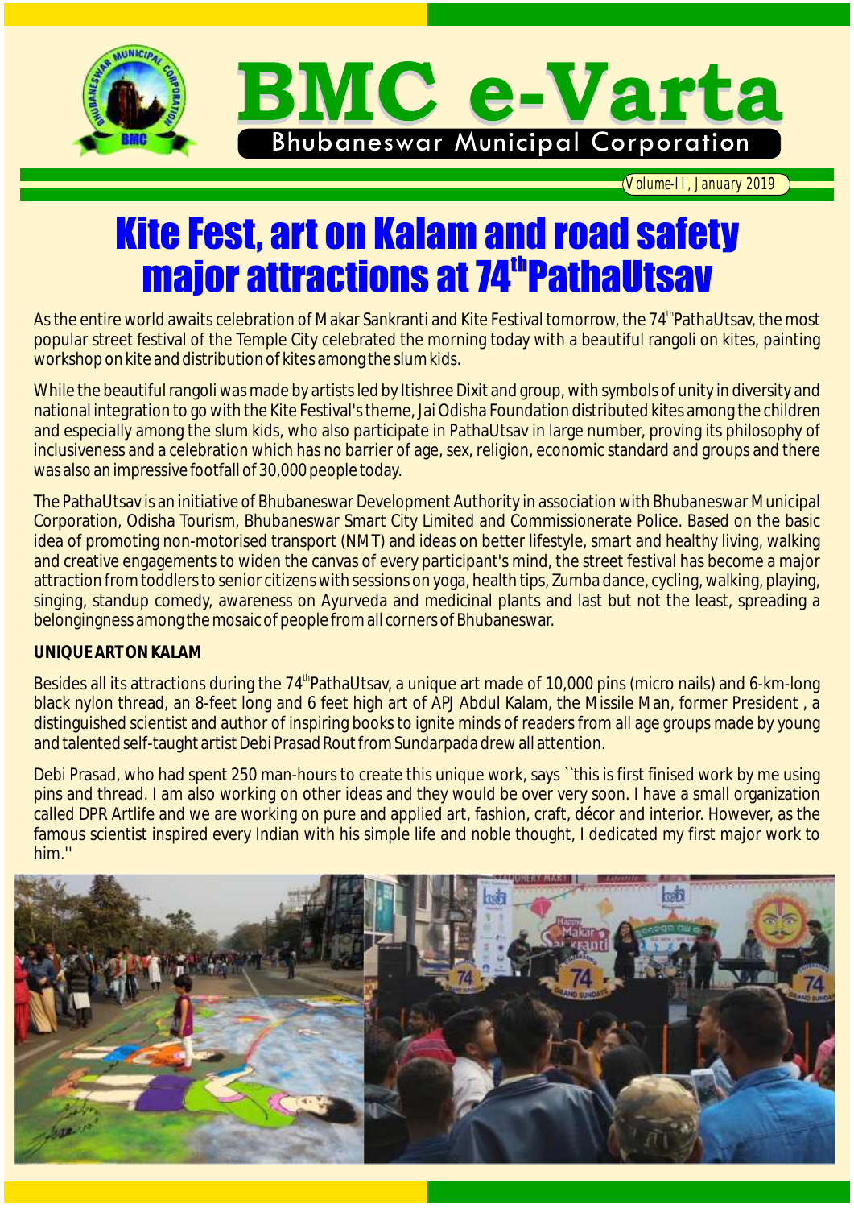# BMC e-Varta

Bhubaneswar Municipal Corporation

Volume-II, January 2019

## Kite Fest, art on Kalam and road safety major attractions at 74th PathaUtsav

As the entire world awaits celebration of Makar Sankranti and Kite Festival tomorrow, the 74th PathaUtsav, the most popular street festival of the Temple City celebrated the morning today with a beautiful rangoli on kites, painting workshop on kite and distribution of kites among the slum kids.

While the beautiful rangoli was made by artists led by Itishree Dixit and group, with symbols of unity in diversity and national integration to go with the Kite Festival's theme, Jai Odisha Foundation distributed kites among the children and especially among the slum kids, who also participate in PathaUtsav in large number, proving its philosophy of inclusiveness and a celebration which has no barrier of age, sex, religion, economic standard and groups and there was also an impressive footfall of 30,000 people today.

The PathaUtsav is an initiative of Bhubaneswar Development Authority in association with Bhubaneswar Municipal Corporation, Odisha Tourism, Bhubaneswar Smart City Limited and Commissionerate Police. Based on the basic idea of promoting non-motorised transport (NMT) and ideas on better lifestyle, smart and healthy living, walking and creative engagements to widen the canvas of every participant's mind, the street festival has become a major attraction from toddlers to senior citizens with sessions on yoga, health tips, Zumba dance, cycling, walking, playing, singing, standup comedy, awareness on Ayurveda and medicinal plants and last but not the least, spreading a belongingness among the mosaic of people from all corners of Bhubaneswar.

**UNIQUE ART ON KALAM**

Besides all its attractions during the 74th PathaUtsav, a unique art made of 10,000 pins (micro nails) and 6-km-long black nylon thread, an 8-feet long and 6 feet high art of APJ Abdul Kalam, the Missile Man, former President , a distinguished scientist and author of inspiring books to ignite minds of readers from all age groups made by young and talented self-taught artist Debi Prasad Rout from Sundarpada drew all attention.

Debi Prasad, who had spent 250 man-hours to create this unique work, says ``this is first finised work by me using pins and thread. I am also working on other ideas and they would be over very soon. I have a small organization called DPR Artlife and we are working on pure and applied art, fashion, craft, décor and interior. However, as the famous scientist inspired every Indian with his simple life and noble thought, I dedicated my first major work to him.''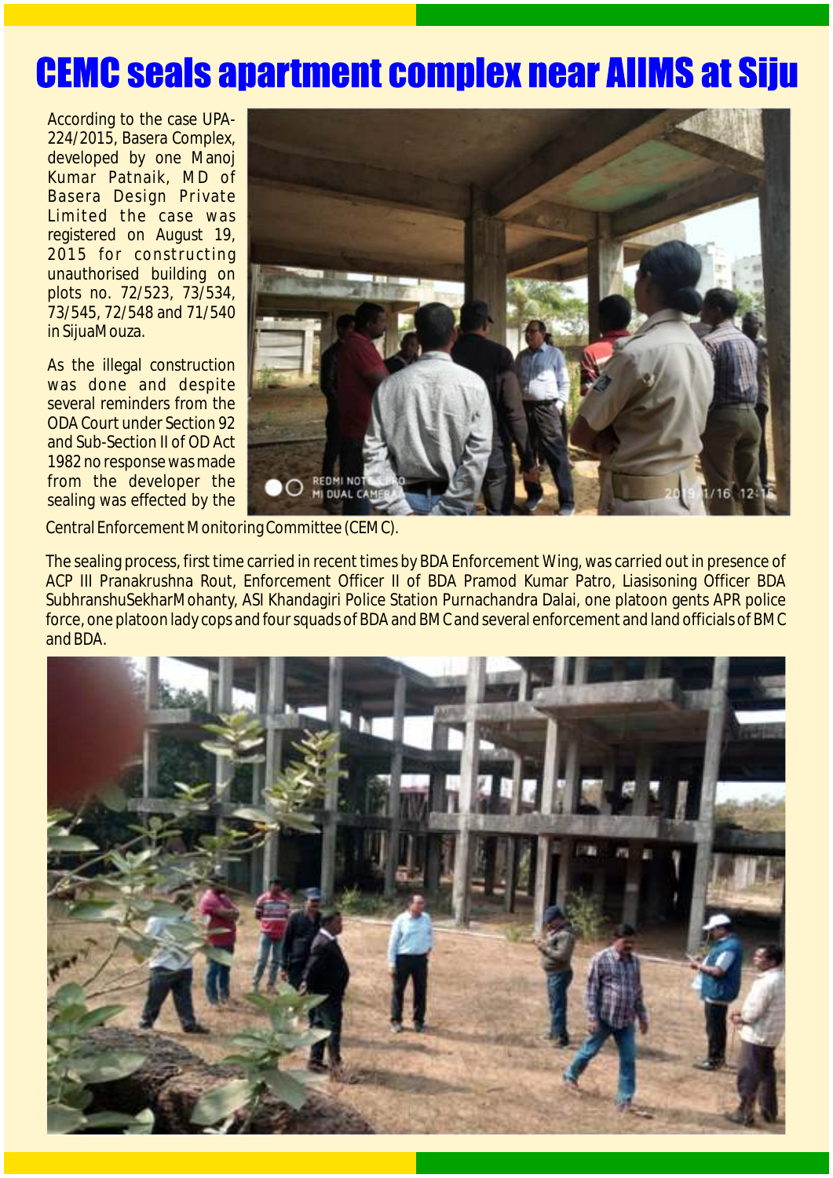# CEMC seals apartment complex near AIIMS at Siju

According to the case UPA-224/2015, Basera Complex, developed by one Manoj Kumar Patnaik, MD of Basera Design Private Limited the case was registered on August 19, 2015 for constructing unauthorised building on plots no. 72/523, 73/534, 73/545, 72/548 and 71/540 in SijuaMouza.

As the illegal construction was done and despite several reminders from the ODA Court under Section 92 and Sub-Section II of OD Act 1982 no response was made from the developer the sealing was effected by the Central Enforcement Monitoring Committee (CEMC).

The sealing process, first time carried in recent times by BDA Enforcement Wing, was carried out in presence of ACP III Pranakrushna Rout, Enforcement Officer II of BDA Pramod Kumar Patro, Liasisoning Officer BDA SubhranshuSekharMohanty, ASI Khandagiri Police Station Purnachandra Dalai, one platoon gents APR police force, one platoon lady cops and four squads of BDA and BMC and several enforcement and land officials of BMC and BDA.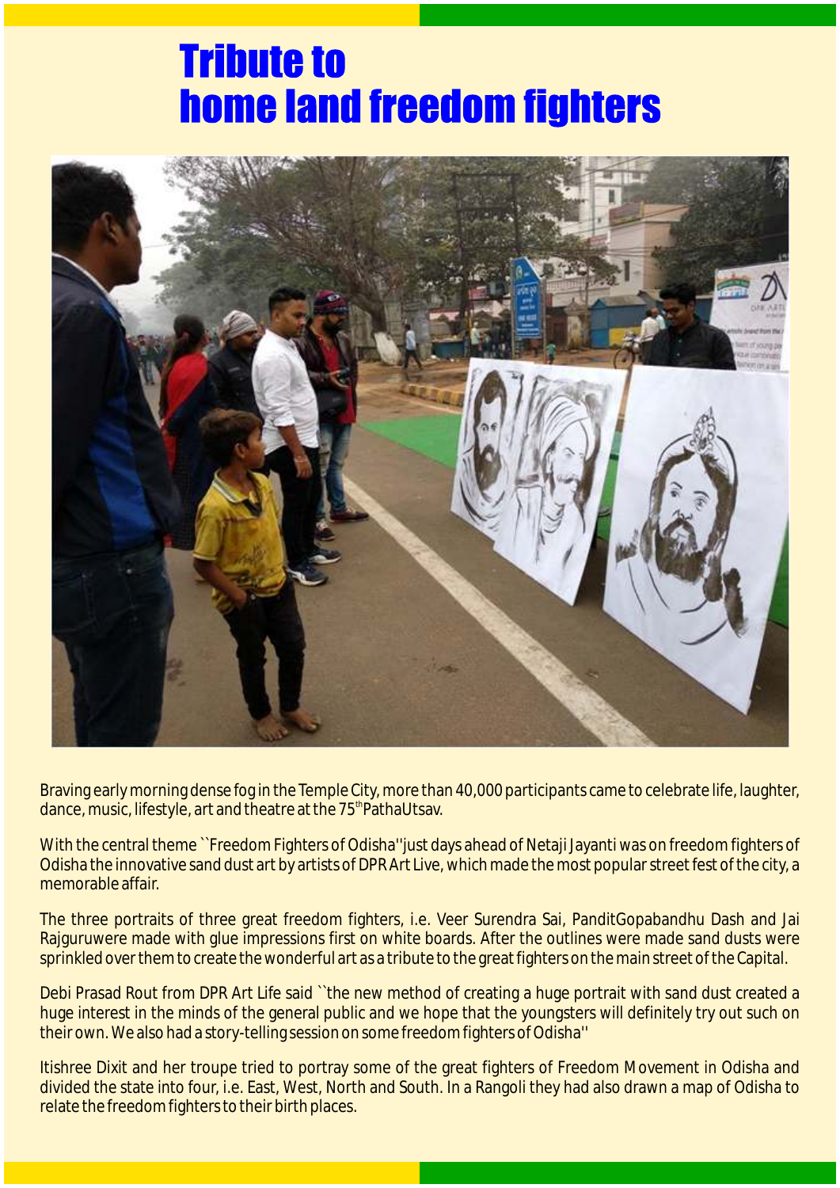# Tribute to home land freedom fighters

Braving early morning dense fog in the Temple City, more than 40,000 participants came to celebrate life, laughter, dance, music, lifestyle, art and theatre at the 75th PathaUtsav.

With the central theme ``Freedom Fighters of Odisha'' just days ahead of Netaji Jayanti was on freedom fighters of Odisha the innovative sand dust art by artists of DPR Art Live, which made the most popular street fest of the city, a memorable affair.

The three portraits of three great freedom fighters, i.e. Veer Surendra Sai, PanditGopabandhu Dash and Jai Rajguruwere made with glue impressions first on white boards. After the outlines were made sand dusts were sprinkled over them to create the wonderful art as a tribute to the great fighters on the main street of the Capital.

Debi Prasad Rout from DPR Art Life said ``the new method of creating a huge portrait with sand dust created a huge interest in the minds of the general public and we hope that the youngsters will definitely try out such on their own. We also had a story-telling session on some freedom fighters of Odisha''

Itishree Dixit and her troupe tried to portray some of the great fighters of Freedom Movement in Odisha and divided the state into four, i.e. East, West, North and South. In a Rangoli they had also drawn a map of Odisha to relate the freedom fighters to their birth places.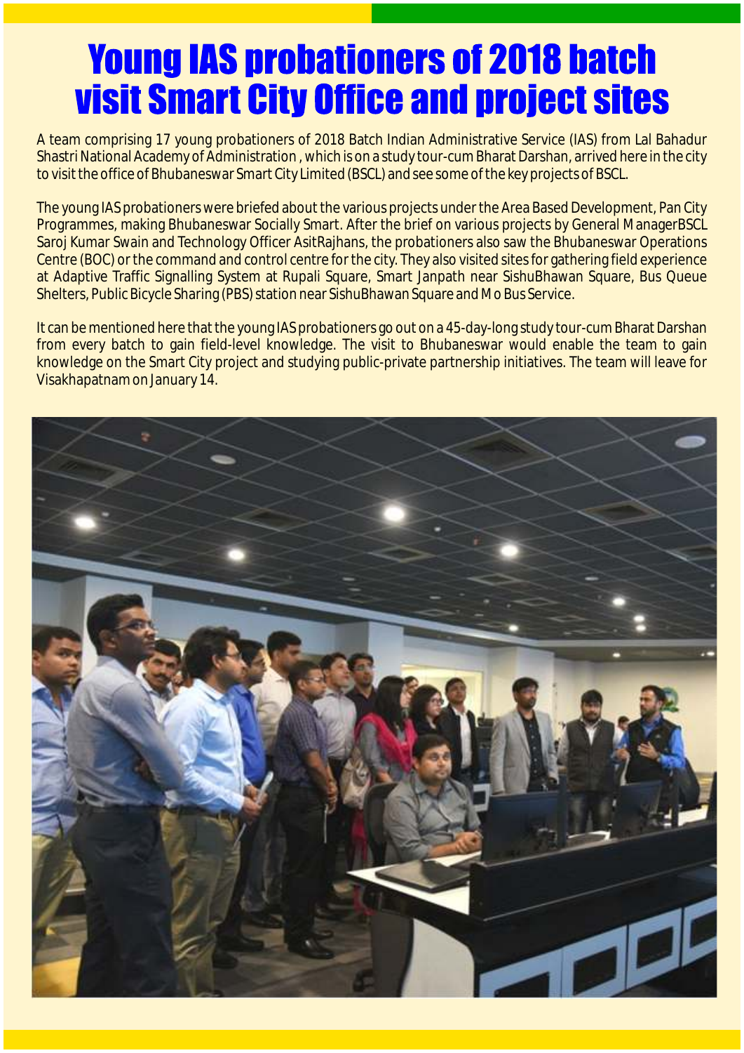# Young IAS probationers of 2018 batch visit Smart City Office and project sites

A team comprising 17 young probationers of 2018 Batch Indian Administrative Service (IAS) from Lal Bahadur Shastri National Academy of Administration , which is on a study tour-cum Bharat Darshan, arrived here in the city to visit the office of Bhubaneswar Smart City Limited (BSCL) and see some of the key projects of BSCL.

The young IAS probationers were briefed about the various projects under the Area Based Development, Pan City Programmes, making Bhubaneswar Socially Smart. After the brief on various projects by General ManagerBSCL Saroj Kumar Swain and Technology Officer AsitRajhans, the probationers also saw the Bhubaneswar Operations Centre (BOC) or the command and control centre for the city. They also visited sites for gathering field experience at Adaptive Traffic Signalling System at Rupali Square, Smart Janpath near SishuBhawan Square, Bus Queue Shelters, Public Bicycle Sharing (PBS) station near SishuBhawan Square and Mo Bus Service.

It can be mentioned here that the young IAS probationers go out on a 45-day-long study tour-cum Bharat Darshan from every batch to gain field-level knowledge. The visit to Bhubaneswar would enable the team to gain knowledge on the Smart City project and studying public-private partnership initiatives. The team will leave for Visakhapatnam on January 14.